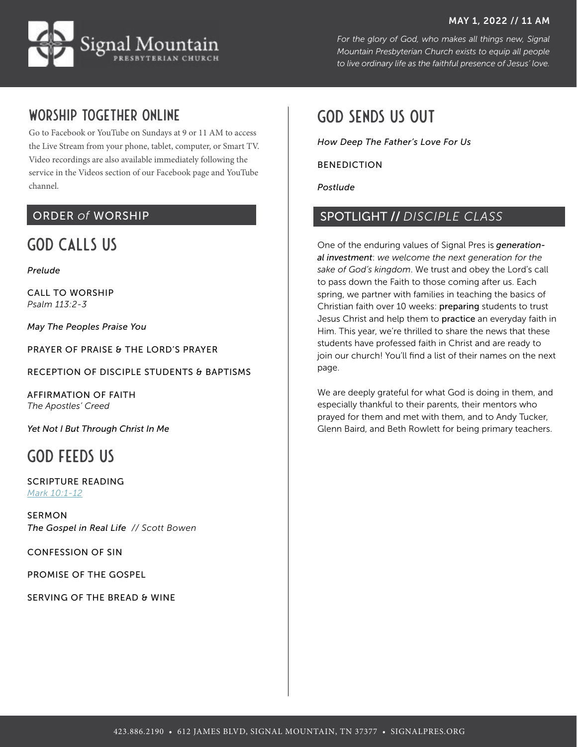MAY 1, 2022 // 11 AM

*For the glory of God, who makes all things new, Signal Mountain Presbyterian Church exists to equip all people to live ordinary life as the faithful presence of Jesus' love.*

## WORSHIP TOGETHER ONLINE

Go to Facebook or YouTube on Sundays at 9 or 11 AM to access the Live Stream from your phone, tablet, computer, or Smart TV. Video recordings are also available immediately following the service in the Videos section of our Facebook page and YouTube channel.

## ORDER *of* WORSHIP

## GOD CALLS US

*Prelude*

CALL TO WORSHIP
*Psalm 113:2-3*

*May The Peoples Praise You*

PRAYER OF PRAISE & THE LORD'S PRAYER

RECEPTION OF DISCIPLE STUDENTS & BAPTISMS

AFFIRMATION OF FAITH
*The Apostles' Creed*

*Yet Not I But Through Christ In Me*

## GOD FEEDS US

SCRIPTURE READING
*Mark 10:1-12*

SERMON
*The Gospel in Real Life* // *Scott Bowen*

CONFESSION OF SIN

PROMISE OF THE GOSPEL

SERVING OF THE BREAD & WINE

## GOD SENDS US OUT

*How Deep The Father's Love For Us*

BENEDICTION

*Postlude*

## SPOTLIGHT // *DISCIPLE CLASS*

One of the enduring values of Signal Pres is ***generational investment***: *we welcome the next generation for the sake of God's kingdom*. We trust and obey the Lord's call to pass down the Faith to those coming after us. Each spring, we partner with families in teaching the basics of Christian faith over 10 weeks: **preparing** students to trust Jesus Christ and help them to **practice** an everyday faith in Him. This year, we're thrilled to share the news that these students have professed faith in Christ and are ready to join our church! You'll find a list of their names on the next page.

We are deeply grateful for what God is doing in them, and especially thankful to their parents, their mentors who prayed for them and met with them, and to Andy Tucker, Glenn Baird, and Beth Rowlett for being primary teachers.

423.886.2190 • 612 JAMES BLVD, SIGNAL MOUNTAIN, TN 37377 • SIGNALPRES.ORG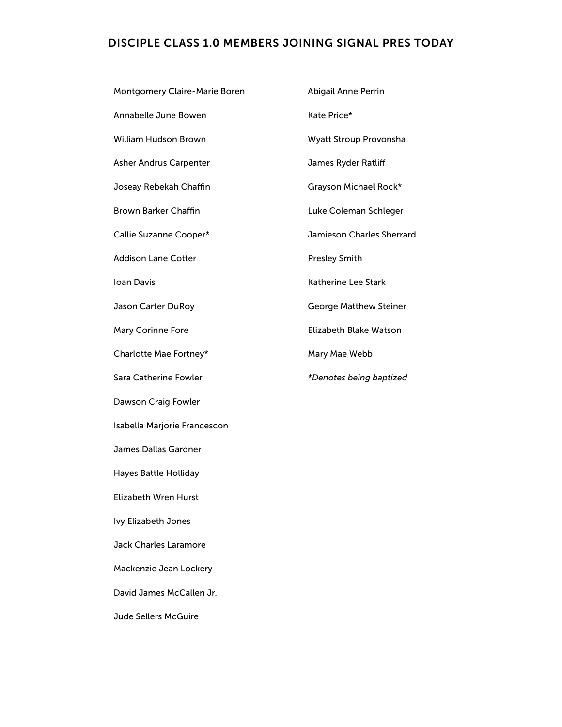## DISCIPLE CLASS 1.0 MEMBERS JOINING SIGNAL PRES TODAY

Montgomery Claire-Marie Boren

Annabelle June Bowen

William Hudson Brown

Asher Andrus Carpenter

Joseay Rebekah Chaffin

Brown Barker Chaffin

Callie Suzanne Cooper*

Addison Lane Cotter

Ioan Davis

Jason Carter DuRoy

Mary Corinne Fore

Charlotte Mae Fortney*

Sara Catherine Fowler

Dawson Craig Fowler

Isabella Marjorie Francescon

James Dallas Gardner

Hayes Battle Holliday

Elizabeth Wren Hurst

Ivy Elizabeth Jones

Jack Charles Laramore

Mackenzie Jean Lockery

David James McCallen Jr.

Jude Sellers McGuire

Abigail Anne Perrin

Kate Price*

Wyatt Stroup Provonsha

James Ryder Ratliff

Grayson Michael Rock*

Luke Coleman Schleger

Jamieson Charles Sherrard

Presley Smith

Katherine Lee Stark

George Matthew Steiner

Elizabeth Blake Watson

Mary Mae Webb

*\*Denotes being baptized*